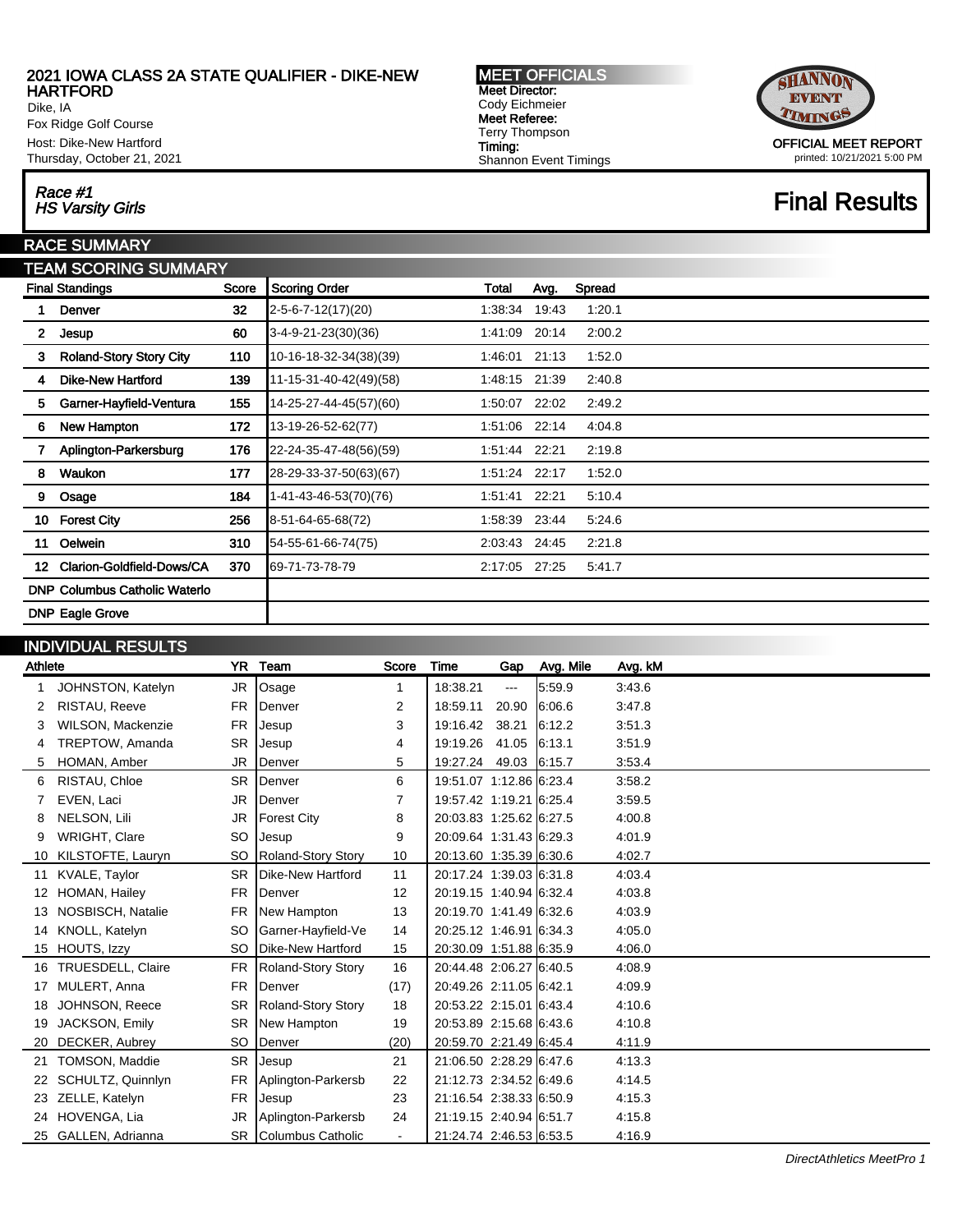# 2021 IOWA CLASS 2A STATE QUALIFIER - DIKE-NEW HARTFORD

Dike, IA
Fox Ridge Golf Course
Host: Dike-New Hartford
Thursday, October 21, 2021

**MEET OFFICIALS**
**Meet Director:** Cody Eichmeier
**Meet Referee:** Terry Thompson
**Timing:** Shannon Event Timings

OFFICIAL MEET REPORT
printed: 10/21/2021 5:00 PM

*Race #1*
*HS Varsity Girls*

# Final Results

## RACE SUMMARY

## TEAM SCORING SUMMARY

| | Final Standings | Score | Scoring Order | Total | Avg. | Spread |
|---|---|---|---|---|---|---|
| 1 | Denver | 32 | 2-5-6-7-12(17)(20) | 1:38:34 | 19:43 | 1:20.1 |
| 2 | Jesup | 60 | 3-4-9-21-23(30)(36) | 1:41:09 | 20:14 | 2:00.2 |
| 3 | Roland-Story Story City | 110 | 10-16-18-32-34(38)(39) | 1:46:01 | 21:13 | 1:52.0 |
| 4 | Dike-New Hartford | 139 | 11-15-31-40-42(49)(58) | 1:48:15 | 21:39 | 2:40.8 |
| 5 | Garner-Hayfield-Ventura | 155 | 14-25-27-44-45(57)(60) | 1:50:07 | 22:02 | 2:49.2 |
| 6 | New Hampton | 172 | 13-19-26-52-62(77) | 1:51:06 | 22:14 | 4:04.8 |
| 7 | Aplington-Parkersburg | 176 | 22-24-35-47-48(56)(59) | 1:51:44 | 22:21 | 2:19.8 |
| 8 | Waukon | 177 | 28-29-33-37-50(63)(67) | 1:51:24 | 22:17 | 1:52.0 |
| 9 | Osage | 184 | 1-41-43-46-53(70)(76) | 1:51:41 | 22:21 | 5:10.4 |
| 10 | Forest City | 256 | 8-51-64-65-68(72) | 1:58:39 | 23:44 | 5:24.6 |
| 11 | Oelwein | 310 | 54-55-61-66-74(75) | 2:03:43 | 24:45 | 2:21.8 |
| 12 | Clarion-Goldfield-Dows/CA | 370 | 69-71-73-78-79 | 2:17:05 | 27:25 | 5:41.7 |
| DNP | Columbus Catholic Waterlo | | | | | |
| DNP | Eagle Grove | | | | | |

## INDIVIDUAL RESULTS

| | Athlete | YR | Team | Score | Time | Gap | Avg. Mile | Avg. kM |
|---|---|---|---|---|---|---|---|---|
| 1 | JOHNSTON, Katelyn | JR | Osage | 1 | 18:38.21 | --- | 5:59.9 | 3:43.6 |
| 2 | RISTAU, Reeve | FR | Denver | 2 | 18:59.11 | 20.90 | 6:06.6 | 3:47.8 |
| 3 | WILSON, Mackenzie | FR | Jesup | 3 | 19:16.42 | 38.21 | 6:12.2 | 3:51.3 |
| 4 | TREPTOW, Amanda | SR | Jesup | 4 | 19:19.26 | 41.05 | 6:13.1 | 3:51.9 |
| 5 | HOMAN, Amber | JR | Denver | 5 | 19:27.24 | 49.03 | 6:15.7 | 3:53.4 |
| 6 | RISTAU, Chloe | SR | Denver | 6 | 19:51.07 | 1:12.86 | 6:23.4 | 3:58.2 |
| 7 | EVEN, Laci | JR | Denver | 7 | 19:57.42 | 1:19.21 | 6:25.4 | 3:59.5 |
| 8 | NELSON, Lili | JR | Forest City | 8 | 20:03.83 | 1:25.62 | 6:27.5 | 4:00.8 |
| 9 | WRIGHT, Clare | SO | Jesup | 9 | 20:09.64 | 1:31.43 | 6:29.3 | 4:01.9 |
| 10 | KILSTOFTE, Lauryn | SO | Roland-Story Story | 10 | 20:13.60 | 1:35.39 | 6:30.6 | 4:02.7 |
| 11 | KVALE, Taylor | SR | Dike-New Hartford | 11 | 20:17.24 | 1:39.03 | 6:31.8 | 4:03.4 |
| 12 | HOMAN, Hailey | FR | Denver | 12 | 20:19.15 | 1:40.94 | 6:32.4 | 4:03.8 |
| 13 | NOSBISCH, Natalie | FR | New Hampton | 13 | 20:19.70 | 1:41.49 | 6:32.6 | 4:03.9 |
| 14 | KNOLL, Katelyn | SO | Garner-Hayfield-Ve | 14 | 20:25.12 | 1:46.91 | 6:34.3 | 4:05.0 |
| 15 | HOUTS, Izzy | SO | Dike-New Hartford | 15 | 20:30.09 | 1:51.88 | 6:35.9 | 4:06.0 |
| 16 | TRUESDELL, Claire | FR | Roland-Story Story | 16 | 20:44.48 | 2:06.27 | 6:40.5 | 4:08.9 |
| 17 | MULERT, Anna | FR | Denver | (17) | 20:49.26 | 2:11.05 | 6:42.1 | 4:09.9 |
| 18 | JOHNSON, Reece | SR | Roland-Story Story | 18 | 20:53.22 | 2:15.01 | 6:43.4 | 4:10.6 |
| 19 | JACKSON, Emily | SR | New Hampton | 19 | 20:53.89 | 2:15.68 | 6:43.6 | 4:10.8 |
| 20 | DECKER, Aubrey | SO | Denver | (20) | 20:59.70 | 2:21.49 | 6:45.4 | 4:11.9 |
| 21 | TOMSON, Maddie | SR | Jesup | 21 | 21:06.50 | 2:28.29 | 6:47.6 | 4:13.3 |
| 22 | SCHULTZ, Quinnlyn | FR | Aplington-Parkersb | 22 | 21:12.73 | 2:34.52 | 6:49.6 | 4:14.5 |
| 23 | ZELLE, Katelyn | FR | Jesup | 23 | 21:16.54 | 2:38.33 | 6:50.9 | 4:15.3 |
| 24 | HOVENGA, Lia | JR | Aplington-Parkersb | 24 | 21:19.15 | 2:40.94 | 6:51.7 | 4:15.8 |
| 25 | GALLEN, Adrianna | SR | Columbus Catholic | - | 21:24.74 | 2:46.53 | 6:53.5 | 4:16.9 |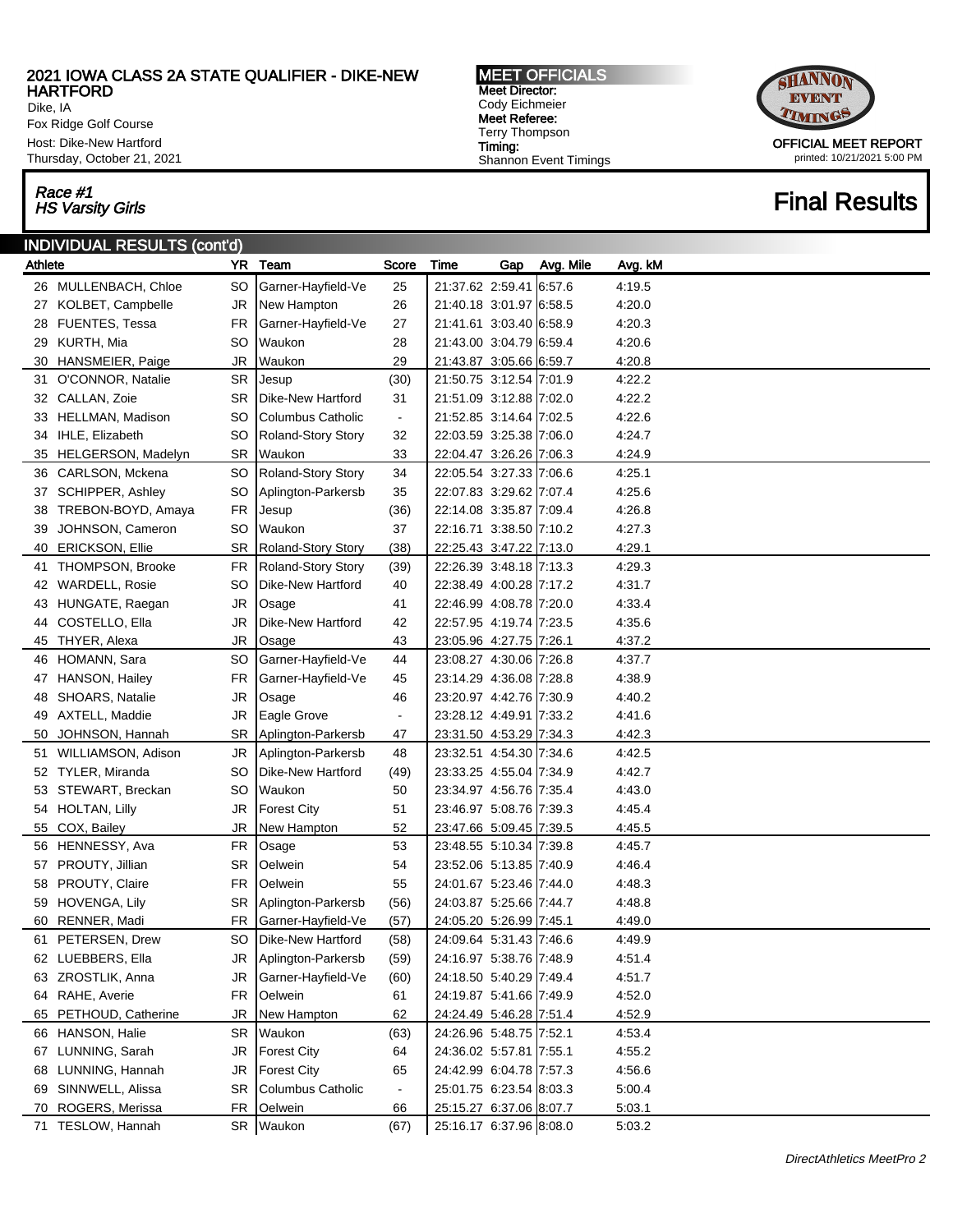# 2021 IOWA CLASS 2A STATE QUALIFIER - DIKE-NEW HARTFORD

Dike, IA
Fox Ridge Golf Course
Host: Dike-New Hartford
Thursday, October 21, 2021

**MEET OFFICIALS**
**Meet Director:** Cody Eichmeier
**Meet Referee:** Terry Thompson
**Timing:** Shannon Event Timings

OFFICIAL MEET REPORT
printed: 10/21/2021 5:00 PM

## *Race #1* *HS Varsity Girls*

## Final Results

### INDIVIDUAL RESULTS (cont'd)

| | Athlete | YR | Team | Score | Time | Gap | Avg. Mile | Avg. kM |
|---|---|---|---|---|---|---|---|---|
| 26 | MULLENBACH, Chloe | SO | Garner-Hayfield-Ve | 25 | 21:37.62 | 2:59.41 | 6:57.6 | 4:19.5 |
| 27 | KOLBET, Campbelle | JR | New Hampton | 26 | 21:40.18 | 3:01.97 | 6:58.5 | 4:20.0 |
| 28 | FUENTES, Tessa | FR | Garner-Hayfield-Ve | 27 | 21:41.61 | 3:03.40 | 6:58.9 | 4:20.3 |
| 29 | KURTH, Mia | SO | Waukon | 28 | 21:43.00 | 3:04.79 | 6:59.4 | 4:20.6 |
| 30 | HANSMEIER, Paige | JR | Waukon | 29 | 21:43.87 | 3:05.66 | 6:59.7 | 4:20.8 |
| 31 | O'CONNOR, Natalie | SR | Jesup | (30) | 21:50.75 | 3:12.54 | 7:01.9 | 4:22.2 |
| 32 | CALLAN, Zoie | SR | Dike-New Hartford | 31 | 21:51.09 | 3:12.88 | 7:02.0 | 4:22.2 |
| 33 | HELLMAN, Madison | SO | Columbus Catholic | - | 21:52.85 | 3:14.64 | 7:02.5 | 4:22.6 |
| 34 | IHLE, Elizabeth | SO | Roland-Story Story | 32 | 22:03.59 | 3:25.38 | 7:06.0 | 4:24.7 |
| 35 | HELGERSON, Madelyn | SR | Waukon | 33 | 22:04.47 | 3:26.26 | 7:06.3 | 4:24.9 |
| 36 | CARLSON, Mckena | SO | Roland-Story Story | 34 | 22:05.54 | 3:27.33 | 7:06.6 | 4:25.1 |
| 37 | SCHIPPER, Ashley | SO | Aplington-Parkersb | 35 | 22:07.83 | 3:29.62 | 7:07.4 | 4:25.6 |
| 38 | TREBON-BOYD, Amaya | FR | Jesup | (36) | 22:14.08 | 3:35.87 | 7:09.4 | 4:26.8 |
| 39 | JOHNSON, Cameron | SO | Waukon | 37 | 22:16.71 | 3:38.50 | 7:10.2 | 4:27.3 |
| 40 | ERICKSON, Ellie | SR | Roland-Story Story | (38) | 22:25.43 | 3:47.22 | 7:13.0 | 4:29.1 |
| 41 | THOMPSON, Brooke | FR | Roland-Story Story | (39) | 22:26.39 | 3:48.18 | 7:13.3 | 4:29.3 |
| 42 | WARDELL, Rosie | SO | Dike-New Hartford | 40 | 22:38.49 | 4:00.28 | 7:17.2 | 4:31.7 |
| 43 | HUNGATE, Raegan | JR | Osage | 41 | 22:46.99 | 4:08.78 | 7:20.0 | 4:33.4 |
| 44 | COSTELLO, Ella | JR | Dike-New Hartford | 42 | 22:57.95 | 4:19.74 | 7:23.5 | 4:35.6 |
| 45 | THYER, Alexa | JR | Osage | 43 | 23:05.96 | 4:27.75 | 7:26.1 | 4:37.2 |
| 46 | HOMANN, Sara | SO | Garner-Hayfield-Ve | 44 | 23:08.27 | 4:30.06 | 7:26.8 | 4:37.7 |
| 47 | HANSON, Hailey | FR | Garner-Hayfield-Ve | 45 | 23:14.29 | 4:36.08 | 7:28.8 | 4:38.9 |
| 48 | SHOARS, Natalie | JR | Osage | 46 | 23:20.97 | 4:42.76 | 7:30.9 | 4:40.2 |
| 49 | AXTELL, Maddie | JR | Eagle Grove | - | 23:28.12 | 4:49.91 | 7:33.2 | 4:41.6 |
| 50 | JOHNSON, Hannah | SR | Aplington-Parkersb | 47 | 23:31.50 | 4:53.29 | 7:34.3 | 4:42.3 |
| 51 | WILLIAMSON, Adison | JR | Aplington-Parkersb | 48 | 23:32.51 | 4:54.30 | 7:34.6 | 4:42.5 |
| 52 | TYLER, Miranda | SO | Dike-New Hartford | (49) | 23:33.25 | 4:55.04 | 7:34.9 | 4:42.7 |
| 53 | STEWART, Breckan | SO | Waukon | 50 | 23:34.97 | 4:56.76 | 7:35.4 | 4:43.0 |
| 54 | HOLTAN, Lilly | JR | Forest City | 51 | 23:46.97 | 5:08.76 | 7:39.3 | 4:45.4 |
| 55 | COX, Bailey | JR | New Hampton | 52 | 23:47.66 | 5:09.45 | 7:39.5 | 4:45.5 |
| 56 | HENNESSY, Ava | FR | Osage | 53 | 23:48.55 | 5:10.34 | 7:39.8 | 4:45.7 |
| 57 | PROUTY, Jillian | SR | Oelwein | 54 | 23:52.06 | 5:13.85 | 7:40.9 | 4:46.4 |
| 58 | PROUTY, Claire | FR | Oelwein | 55 | 24:01.67 | 5:23.46 | 7:44.0 | 4:48.3 |
| 59 | HOVENGA, Lily | SR | Aplington-Parkersb | (56) | 24:03.87 | 5:25.66 | 7:44.7 | 4:48.8 |
| 60 | RENNER, Madi | FR | Garner-Hayfield-Ve | (57) | 24:05.20 | 5:26.99 | 7:45.1 | 4:49.0 |
| 61 | PETERSEN, Drew | SO | Dike-New Hartford | (58) | 24:09.64 | 5:31.43 | 7:46.6 | 4:49.9 |
| 62 | LUEBBERS, Ella | JR | Aplington-Parkersb | (59) | 24:16.97 | 5:38.76 | 7:48.9 | 4:51.4 |
| 63 | ZROSTLIK, Anna | JR | Garner-Hayfield-Ve | (60) | 24:18.50 | 5:40.29 | 7:49.4 | 4:51.7 |
| 64 | RAHE, Averie | FR | Oelwein | 61 | 24:19.87 | 5:41.66 | 7:49.9 | 4:52.0 |
| 65 | PETHOUD, Catherine | JR | New Hampton | 62 | 24:24.49 | 5:46.28 | 7:51.4 | 4:52.9 |
| 66 | HANSON, Halie | SR | Waukon | (63) | 24:26.96 | 5:48.75 | 7:52.1 | 4:53.4 |
| 67 | LUNNING, Sarah | JR | Forest City | 64 | 24:36.02 | 5:57.81 | 7:55.1 | 4:55.2 |
| 68 | LUNNING, Hannah | JR | Forest City | 65 | 24:42.99 | 6:04.78 | 7:57.3 | 4:56.6 |
| 69 | SINNWELL, Alissa | SR | Columbus Catholic | - | 25:01.75 | 6:23.54 | 8:03.3 | 5:00.4 |
| 70 | ROGERS, Merissa | FR | Oelwein | 66 | 25:15.27 | 6:37.06 | 8:07.7 | 5:03.1 |
| 71 | TESLOW, Hannah | SR | Waukon | (67) | 25:16.17 | 6:37.96 | 8:08.0 | 5:03.2 |

*DirectAthletics MeetPro 2*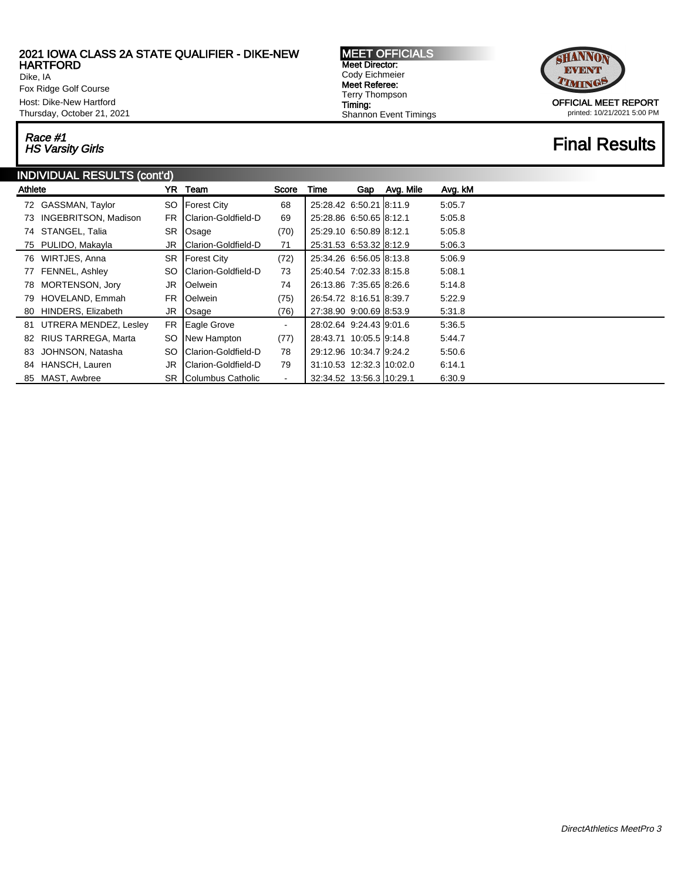## 2021 IOWA CLASS 2A STATE QUALIFIER - DIKE-NEW HARTFORD

Dike, IA
Fox Ridge Golf Course
Host: Dike-New Hartford
Thursday, October 21, 2021

**MEET OFFICIALS**
**Meet Director:** Cody Eichmeier
**Meet Referee:** Terry Thompson
**Timing:** Shannon Event Timings

**OFFICIAL MEET REPORT**
printed: 10/21/2021 5:00 PM

*Race #1*
*HS Varsity Girls*

# Final Results

## INDIVIDUAL RESULTS (cont'd)

| Athlete | | YR | Team | Score | Time | Gap | Avg. Mile | Avg. kM |
|---|---|---|---|---|---|---|---|---|
| 72 | GASSMAN, Taylor | SO | Forest City | 68 | 25:28.42 | 6:50.21 | 8:11.9 | 5:05.7 |
| 73 | INGEBRITSON, Madison | FR | Clarion-Goldfield-D | 69 | 25:28.86 | 6:50.65 | 8:12.1 | 5:05.8 |
| 74 | STANGEL, Talia | SR | Osage | (70) | 25:29.10 | 6:50.89 | 8:12.1 | 5:05.8 |
| 75 | PULIDO, Makayla | JR | Clarion-Goldfield-D | 71 | 25:31.53 | 6:53.32 | 8:12.9 | 5:06.3 |
| 76 | WIRTJES, Anna | SR | Forest City | (72) | 25:34.26 | 6:56.05 | 8:13.8 | 5:06.9 |
| 77 | FENNEL, Ashley | SO | Clarion-Goldfield-D | 73 | 25:40.54 | 7:02.33 | 8:15.8 | 5:08.1 |
| 78 | MORTENSON, Jory | JR | Oelwein | 74 | 26:13.86 | 7:35.65 | 8:26.6 | 5:14.8 |
| 79 | HOVELAND, Emmah | FR | Oelwein | (75) | 26:54.72 | 8:16.51 | 8:39.7 | 5:22.9 |
| 80 | HINDERS, Elizabeth | JR | Osage | (76) | 27:38.90 | 9:00.69 | 8:53.9 | 5:31.8 |
| 81 | UTRERA MENDEZ, Lesley | FR | Eagle Grove | - | 28:02.64 | 9:24.43 | 9:01.6 | 5:36.5 |
| 82 | RIUS TARREGA, Marta | SO | New Hampton | (77) | 28:43.71 | 10:05.5 | 9:14.8 | 5:44.7 |
| 83 | JOHNSON, Natasha | SO | Clarion-Goldfield-D | 78 | 29:12.96 | 10:34.7 | 9:24.2 | 5:50.6 |
| 84 | HANSCH, Lauren | JR | Clarion-Goldfield-D | 79 | 31:10.53 | 12:32.3 | 10:02.0 | 6:14.1 |
| 85 | MAST, Awbree | SR | Columbus Catholic | - | 32:34.52 | 13:56.3 | 10:29.1 | 6:30.9 |

*DirectAthletics MeetPro 3*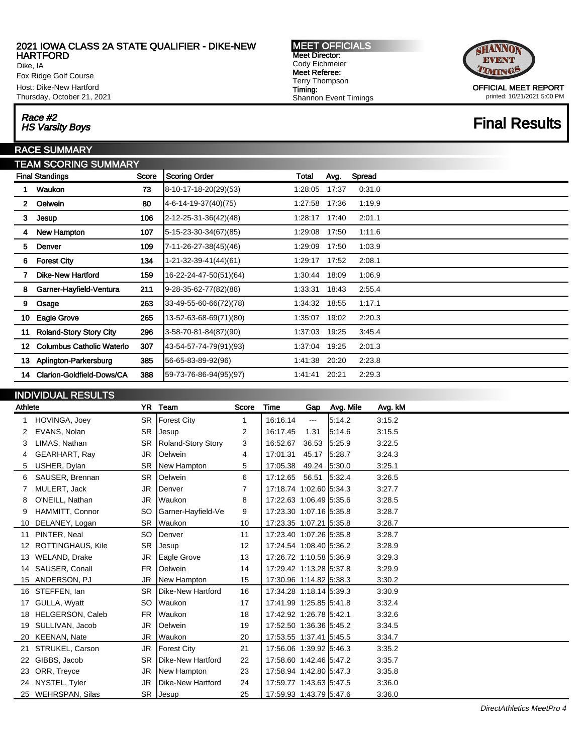# 2021 IOWA CLASS 2A STATE QUALIFIER - DIKE-NEW HARTFORD

Dike, IA
Fox Ridge Golf Course
Host: Dike-New Hartford
Thursday, October 21, 2021

**MEET OFFICIALS**
Meet Director: Cody Eichmeier
Meet Referee: Terry Thompson
Timing: Shannon Event Timings

OFFICIAL MEET REPORT
printed: 10/21/2021 5:00 PM

## *Race #2*
## *HS Varsity Boys*

## Final Results

### RACE SUMMARY

### TEAM SCORING SUMMARY

| | Final Standings | Score | Scoring Order | Total | Avg. | Spread |
|---|---|---|---|---|---|---|
| 1 | Waukon | 73 | 8-10-17-18-20(29)(53) | 1:28:05 | 17:37 | 0:31.0 |
| 2 | Oelwein | 80 | 4-6-14-19-37(40)(75) | 1:27:58 | 17:36 | 1:19.9 |
| 3 | Jesup | 106 | 2-12-25-31-36(42)(48) | 1:28:17 | 17:40 | 2:01.1 |
| 4 | New Hampton | 107 | 5-15-23-30-34(67)(85) | 1:29:08 | 17:50 | 1:11.6 |
| 5 | Denver | 109 | 7-11-26-27-38(45)(46) | 1:29:09 | 17:50 | 1:03.9 |
| 6 | Forest City | 134 | 1-21-32-39-41(44)(61) | 1:29:17 | 17:52 | 2:08.1 |
| 7 | Dike-New Hartford | 159 | 16-22-24-47-50(51)(64) | 1:30:44 | 18:09 | 1:06.9 |
| 8 | Garner-Hayfield-Ventura | 211 | 9-28-35-62-77(82)(88) | 1:33:31 | 18:43 | 2:55.4 |
| 9 | Osage | 263 | 33-49-55-60-66(72)(78) | 1:34:32 | 18:55 | 1:17.1 |
| 10 | Eagle Grove | 265 | 13-52-63-68-69(71)(80) | 1:35:07 | 19:02 | 2:20.3 |
| 11 | Roland-Story Story City | 296 | 3-58-70-81-84(87)(90) | 1:37:03 | 19:25 | 3:45.4 |
| 12 | Columbus Catholic Waterlo | 307 | 43-54-57-74-79(91)(93) | 1:37:04 | 19:25 | 2:01.3 |
| 13 | Aplington-Parkersburg | 385 | 56-65-83-89-92(96) | 1:41:38 | 20:20 | 2:23.8 |
| 14 | Clarion-Goldfield-Dows/CA | 388 | 59-73-76-86-94(95)(97) | 1:41:41 | 20:21 | 2:29.3 |

### INDIVIDUAL RESULTS

| | Athlete | YR | Team | Score | Time | Gap | Avg. Mile | Avg. kM |
|---|---|---|---|---|---|---|---|---|
| 1 | HOVINGA, Joey | SR | Forest City | 1 | 16:16.14 | --- | 5:14.2 | 3:15.2 |
| 2 | EVANS, Nolan | SR | Jesup | 2 | 16:17.45 | 1.31 | 5:14.6 | 3:15.5 |
| 3 | LIMAS, Nathan | SR | Roland-Story Story | 3 | 16:52.67 | 36.53 | 5:25.9 | 3:22.5 |
| 4 | GEARHART, Ray | JR | Oelwein | 4 | 17:01.31 | 45.17 | 5:28.7 | 3:24.3 |
| 5 | USHER, Dylan | SR | New Hampton | 5 | 17:05.38 | 49.24 | 5:30.0 | 3:25.1 |
| 6 | SAUSER, Brennan | SR | Oelwein | 6 | 17:12.65 | 56.51 | 5:32.4 | 3:26.5 |
| 7 | MULERT, Jack | JR | Denver | 7 | 17:18.74 | 1:02.60 | 5:34.3 | 3:27.7 |
| 8 | O'NEILL, Nathan | JR | Waukon | 8 | 17:22.63 | 1:06.49 | 5:35.6 | 3:28.5 |
| 9 | HAMMITT, Connor | SO | Garner-Hayfield-Ve | 9 | 17:23.30 | 1:07.16 | 5:35.8 | 3:28.7 |
| 10 | DELANEY, Logan | SR | Waukon | 10 | 17:23.35 | 1:07.21 | 5:35.8 | 3:28.7 |
| 11 | PINTER, Neal | SO | Denver | 11 | 17:23.40 | 1:07.26 | 5:35.8 | 3:28.7 |
| 12 | ROTTINGHAUS, Kile | SR | Jesup | 12 | 17:24.54 | 1:08.40 | 5:36.2 | 3:28.9 |
| 13 | WELAND, Drake | JR | Eagle Grove | 13 | 17:26.72 | 1:10.58 | 5:36.9 | 3:29.3 |
| 14 | SAUSER, Conall | FR | Oelwein | 14 | 17:29.42 | 1:13.28 | 5:37.8 | 3:29.9 |
| 15 | ANDERSON, PJ | JR | New Hampton | 15 | 17:30.96 | 1:14.82 | 5:38.3 | 3:30.2 |
| 16 | STEFFEN, Ian | SR | Dike-New Hartford | 16 | 17:34.28 | 1:18.14 | 5:39.3 | 3:30.9 |
| 17 | GULLA, Wyatt | SO | Waukon | 17 | 17:41.99 | 1:25.85 | 5:41.8 | 3:32.4 |
| 18 | HELGERSON, Caleb | FR | Waukon | 18 | 17:42.92 | 1:26.78 | 5:42.1 | 3:32.6 |
| 19 | SULLIVAN, Jacob | JR | Oelwein | 19 | 17:52.50 | 1:36.36 | 5:45.2 | 3:34.5 |
| 20 | KEENAN, Nate | JR | Waukon | 20 | 17:53.55 | 1:37.41 | 5:45.5 | 3:34.7 |
| 21 | STRUKEL, Carson | JR | Forest City | 21 | 17:56.06 | 1:39.92 | 5:46.3 | 3:35.2 |
| 22 | GIBBS, Jacob | SR | Dike-New Hartford | 22 | 17:58.60 | 1:42.46 | 5:47.2 | 3:35.7 |
| 23 | ORR, Treyce | JR | New Hampton | 23 | 17:58.94 | 1:42.80 | 5:47.3 | 3:35.8 |
| 24 | NYSTEL, Tyler | JR | Dike-New Hartford | 24 | 17:59.77 | 1:43.63 | 5:47.5 | 3:36.0 |
| 25 | WEHRSPAN, Silas | SR | Jesup | 25 | 17:59.93 | 1:43.79 | 5:47.6 | 3:36.0 |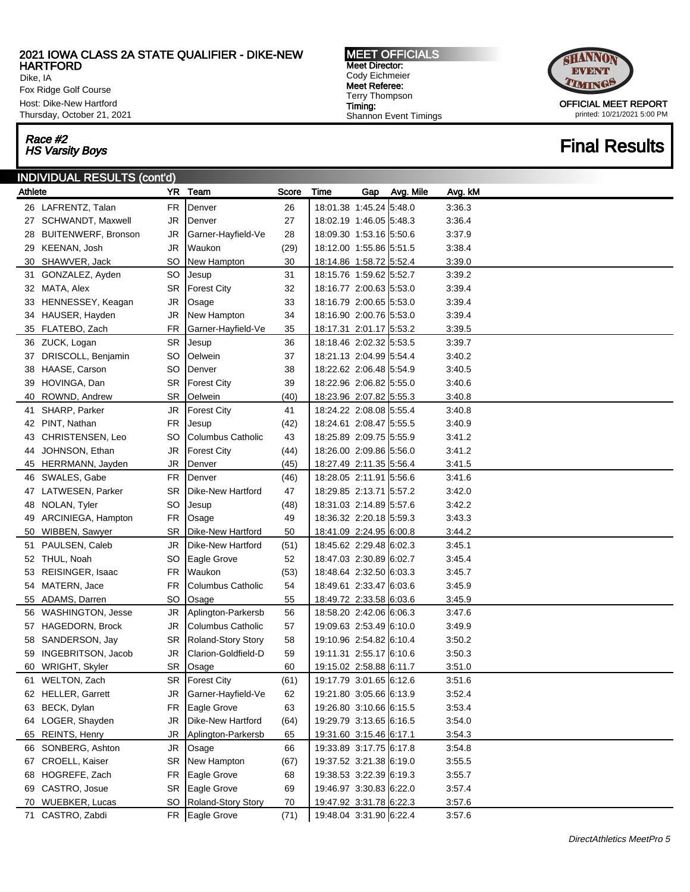# 2021 IOWA CLASS 2A STATE QUALIFIER - DIKE-NEW HARTFORD

Dike, IA
Fox Ridge Golf Course
Host: Dike-New Hartford
Thursday, October 21, 2021

**MEET OFFICIALS**
**Meet Director:** Cody Eichmeier
**Meet Referee:** Terry Thompson
**Timing:** Shannon Event Timings

OFFICIAL MEET REPORT
printed: 10/21/2021 5:00 PM

## *Race #2*
## *HS Varsity Boys*

# Final Results

## INDIVIDUAL RESULTS (cont'd)

| | Athlete | YR | Team | Score | Time | Gap | Avg. Mile | Avg. kM |
|---|---|---|---|---|---|---|---|---|
| 26 | LAFRENTZ, Talan | FR | Denver | 26 | 18:01.38 | 1:45.24 | 5:48.0 | 3:36.3 |
| 27 | SCHWANDT, Maxwell | JR | Denver | 27 | 18:02.19 | 1:46.05 | 5:48.3 | 3:36.4 |
| 28 | BUITENWERF, Bronson | JR | Garner-Hayfield-Ve | 28 | 18:09.30 | 1:53.16 | 5:50.6 | 3:37.9 |
| 29 | KEENAN, Josh | JR | Waukon | (29) | 18:12.00 | 1:55.86 | 5:51.5 | 3:38.4 |
| 30 | SHAWVER, Jack | SO | New Hampton | 30 | 18:14.86 | 1:58.72 | 5:52.4 | 3:39.0 |
| 31 | GONZALEZ, Ayden | SO | Jesup | 31 | 18:15.76 | 1:59.62 | 5:52.7 | 3:39.2 |
| 32 | MATA, Alex | SR | Forest City | 32 | 18:16.77 | 2:00.63 | 5:53.0 | 3:39.4 |
| 33 | HENNESSEY, Keagan | JR | Osage | 33 | 18:16.79 | 2:00.65 | 5:53.0 | 3:39.4 |
| 34 | HAUSER, Hayden | JR | New Hampton | 34 | 18:16.90 | 2:00.76 | 5:53.0 | 3:39.4 |
| 35 | FLATEBO, Zach | FR | Garner-Hayfield-Ve | 35 | 18:17.31 | 2:01.17 | 5:53.2 | 3:39.5 |
| 36 | ZUCK, Logan | SR | Jesup | 36 | 18:18.46 | 2:02.32 | 5:53.5 | 3:39.7 |
| 37 | DRISCOLL, Benjamin | SO | Oelwein | 37 | 18:21.13 | 2:04.99 | 5:54.4 | 3:40.2 |
| 38 | HAASE, Carson | SO | Denver | 38 | 18:22.62 | 2:06.48 | 5:54.9 | 3:40.5 |
| 39 | HOVINGA, Dan | SR | Forest City | 39 | 18:22.96 | 2:06.82 | 5:55.0 | 3:40.6 |
| 40 | ROWND, Andrew | SR | Oelwein | (40) | 18:23.96 | 2:07.82 | 5:55.3 | 3:40.8 |
| 41 | SHARP, Parker | JR | Forest City | 41 | 18:24.22 | 2:08.08 | 5:55.4 | 3:40.8 |
| 42 | PINT, Nathan | FR | Jesup | (42) | 18:24.61 | 2:08.47 | 5:55.5 | 3:40.9 |
| 43 | CHRISTENSEN, Leo | SO | Columbus Catholic | 43 | 18:25.89 | 2:09.75 | 5:55.9 | 3:41.2 |
| 44 | JOHNSON, Ethan | JR | Forest City | (44) | 18:26.00 | 2:09.86 | 5:56.0 | 3:41.2 |
| 45 | HERRMANN, Jayden | JR | Denver | (45) | 18:27.49 | 2:11.35 | 5:56.4 | 3:41.5 |
| 46 | SWALES, Gabe | FR | Denver | (46) | 18:28.05 | 2:11.91 | 5:56.6 | 3:41.6 |
| 47 | LATWESEN, Parker | SR | Dike-New Hartford | 47 | 18:29.85 | 2:13.71 | 5:57.2 | 3:42.0 |
| 48 | NOLAN, Tyler | SO | Jesup | (48) | 18:31.03 | 2:14.89 | 5:57.6 | 3:42.2 |
| 49 | ARCINIEGA, Hampton | FR | Osage | 49 | 18:36.32 | 2:20.18 | 5:59.3 | 3:43.3 |
| 50 | WIBBEN, Sawyer | SR | Dike-New Hartford | 50 | 18:41.09 | 2:24.95 | 6:00.8 | 3:44.2 |
| 51 | PAULSEN, Caleb | JR | Dike-New Hartford | (51) | 18:45.62 | 2:29.48 | 6:02.3 | 3:45.1 |
| 52 | THUL, Noah | SO | Eagle Grove | 52 | 18:47.03 | 2:30.89 | 6:02.7 | 3:45.4 |
| 53 | REISINGER, Isaac | FR | Waukon | (53) | 18:48.64 | 2:32.50 | 6:03.3 | 3:45.7 |
| 54 | MATERN, Jace | FR | Columbus Catholic | 54 | 18:49.61 | 2:33.47 | 6:03.6 | 3:45.9 |
| 55 | ADAMS, Darren | SO | Osage | 55 | 18:49.72 | 2:33.58 | 6:03.6 | 3:45.9 |
| 56 | WASHINGTON, Jesse | JR | Aplington-Parkersb | 56 | 18:58.20 | 2:42.06 | 6:06.3 | 3:47.6 |
| 57 | HAGEDORN, Brock | JR | Columbus Catholic | 57 | 19:09.63 | 2:53.49 | 6:10.0 | 3:49.9 |
| 58 | SANDERSON, Jay | SR | Roland-Story Story | 58 | 19:10.96 | 2:54.82 | 6:10.4 | 3:50.2 |
| 59 | INGEBRITSON, Jacob | JR | Clarion-Goldfield-D | 59 | 19:11.31 | 2:55.17 | 6:10.6 | 3:50.3 |
| 60 | WRIGHT, Skyler | SR | Osage | 60 | 19:15.02 | 2:58.88 | 6:11.7 | 3:51.0 |
| 61 | WELTON, Zach | SR | Forest City | (61) | 19:17.79 | 3:01.65 | 6:12.6 | 3:51.6 |
| 62 | HELLER, Garrett | JR | Garner-Hayfield-Ve | 62 | 19:21.80 | 3:05.66 | 6:13.9 | 3:52.4 |
| 63 | BECK, Dylan | FR | Eagle Grove | 63 | 19:26.80 | 3:10.66 | 6:15.5 | 3:53.4 |
| 64 | LOGER, Shayden | JR | Dike-New Hartford | (64) | 19:29.79 | 3:13.65 | 6:16.5 | 3:54.0 |
| 65 | REINTS, Henry | JR | Aplington-Parkersb | 65 | 19:31.60 | 3:15.46 | 6:17.1 | 3:54.3 |
| 66 | SONBERG, Ashton | JR | Osage | 66 | 19:33.89 | 3:17.75 | 6:17.8 | 3:54.8 |
| 67 | CROELL, Kaiser | SR | New Hampton | (67) | 19:37.52 | 3:21.38 | 6:19.0 | 3:55.5 |
| 68 | HOGREFE, Zach | FR | Eagle Grove | 68 | 19:38.53 | 3:22.39 | 6:19.3 | 3:55.7 |
| 69 | CASTRO, Josue | SR | Eagle Grove | 69 | 19:46.97 | 3:30.83 | 6:22.0 | 3:57.4 |
| 70 | WUEBKER, Lucas | SO | Roland-Story Story | 70 | 19:47.92 | 3:31.78 | 6:22.3 | 3:57.6 |
| 71 | CASTRO, Zabdi | FR | Eagle Grove | (71) | 19:48.04 | 3:31.90 | 6:22.4 | 3:57.6 |

*DirectAthletics MeetPro 5*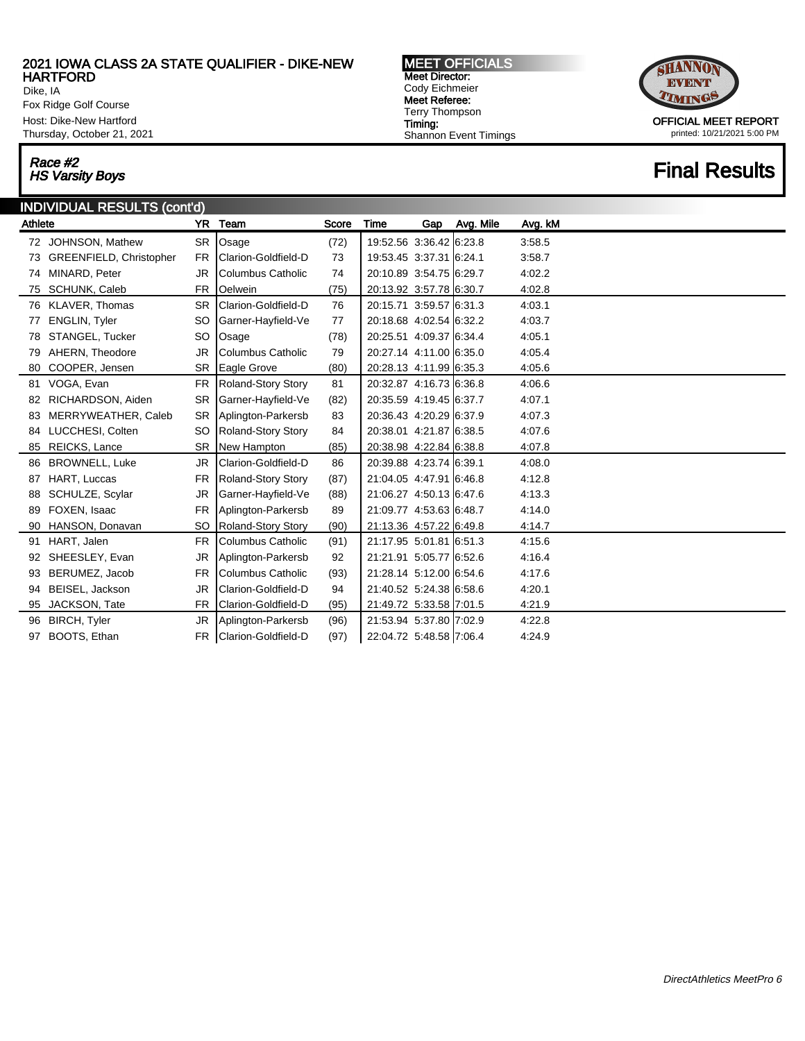# 2021 IOWA CLASS 2A STATE QUALIFIER - DIKE-NEW HARTFORD

Dike, IA
Fox Ridge Golf Course
Host: Dike-New Hartford
Thursday, October 21, 2021

**MEET OFFICIALS**
**Meet Director:**
Cody Eichmeier
**Meet Referee:**
Terry Thompson
**Timing:**
Shannon Event Timings

OFFICIAL MEET REPORT
printed: 10/21/2021 5:00 PM

## *Race #2*
## *HS Varsity Boys*

## Final Results

### INDIVIDUAL RESULTS (cont'd)

| | Athlete | YR | Team | Score | Time | Gap | Avg. Mile | Avg. kM |
|---|---|---|---|---|---|---|---|---|
| 72 | JOHNSON, Mathew | SR | Osage | (72) | 19:52.56 | 3:36.42 | 6:23.8 | 3:58.5 |
| 73 | GREENFIELD, Christopher | FR | Clarion-Goldfield-D | 73 | 19:53.45 | 3:37.31 | 6:24.1 | 3:58.7 |
| 74 | MINARD, Peter | JR | Columbus Catholic | 74 | 20:10.89 | 3:54.75 | 6:29.7 | 4:02.2 |
| 75 | SCHUNK, Caleb | FR | Oelwein | (75) | 20:13.92 | 3:57.78 | 6:30.7 | 4:02.8 |
| 76 | KLAVER, Thomas | SR | Clarion-Goldfield-D | 76 | 20:15.71 | 3:59.57 | 6:31.3 | 4:03.1 |
| 77 | ENGLIN, Tyler | SO | Garner-Hayfield-Ve | 77 | 20:18.68 | 4:02.54 | 6:32.2 | 4:03.7 |
| 78 | STANGEL, Tucker | SO | Osage | (78) | 20:25.51 | 4:09.37 | 6:34.4 | 4:05.1 |
| 79 | AHERN, Theodore | JR | Columbus Catholic | 79 | 20:27.14 | 4:11.00 | 6:35.0 | 4:05.4 |
| 80 | COOPER, Jensen | SR | Eagle Grove | (80) | 20:28.13 | 4:11.99 | 6:35.3 | 4:05.6 |
| 81 | VOGA, Evan | FR | Roland-Story Story | 81 | 20:32.87 | 4:16.73 | 6:36.8 | 4:06.6 |
| 82 | RICHARDSON, Aiden | SR | Garner-Hayfield-Ve | (82) | 20:35.59 | 4:19.45 | 6:37.7 | 4:07.1 |
| 83 | MERRYWEATHER, Caleb | SR | Aplington-Parkersb | 83 | 20:36.43 | 4:20.29 | 6:37.9 | 4:07.3 |
| 84 | LUCCHESI, Colten | SO | Roland-Story Story | 84 | 20:38.01 | 4:21.87 | 6:38.5 | 4:07.6 |
| 85 | REICKS, Lance | SR | New Hampton | (85) | 20:38.98 | 4:22.84 | 6:38.8 | 4:07.8 |
| 86 | BROWNELL, Luke | JR | Clarion-Goldfield-D | 86 | 20:39.88 | 4:23.74 | 6:39.1 | 4:08.0 |
| 87 | HART, Luccas | FR | Roland-Story Story | (87) | 21:04.05 | 4:47.91 | 6:46.8 | 4:12.8 |
| 88 | SCHULZE, Scylar | JR | Garner-Hayfield-Ve | (88) | 21:06.27 | 4:50.13 | 6:47.6 | 4:13.3 |
| 89 | FOXEN, Isaac | FR | Aplington-Parkersb | 89 | 21:09.77 | 4:53.63 | 6:48.7 | 4:14.0 |
| 90 | HANSON, Donavan | SO | Roland-Story Story | (90) | 21:13.36 | 4:57.22 | 6:49.8 | 4:14.7 |
| 91 | HART, Jalen | FR | Columbus Catholic | (91) | 21:17.95 | 5:01.81 | 6:51.3 | 4:15.6 |
| 92 | SHEESLEY, Evan | JR | Aplington-Parkersb | 92 | 21:21.91 | 5:05.77 | 6:52.6 | 4:16.4 |
| 93 | BERUMEZ, Jacob | FR | Columbus Catholic | (93) | 21:28.14 | 5:12.00 | 6:54.6 | 4:17.6 |
| 94 | BEISEL, Jackson | JR | Clarion-Goldfield-D | 94 | 21:40.52 | 5:24.38 | 6:58.6 | 4:20.1 |
| 95 | JACKSON, Tate | FR | Clarion-Goldfield-D | (95) | 21:49.72 | 5:33.58 | 7:01.5 | 4:21.9 |
| 96 | BIRCH, Tyler | JR | Aplington-Parkersb | (96) | 21:53.94 | 5:37.80 | 7:02.9 | 4:22.8 |
| 97 | BOOTS, Ethan | FR | Clarion-Goldfield-D | (97) | 22:04.72 | 5:48.58 | 7:06.4 | 4:24.9 |

*DirectAthletics MeetPro 6*